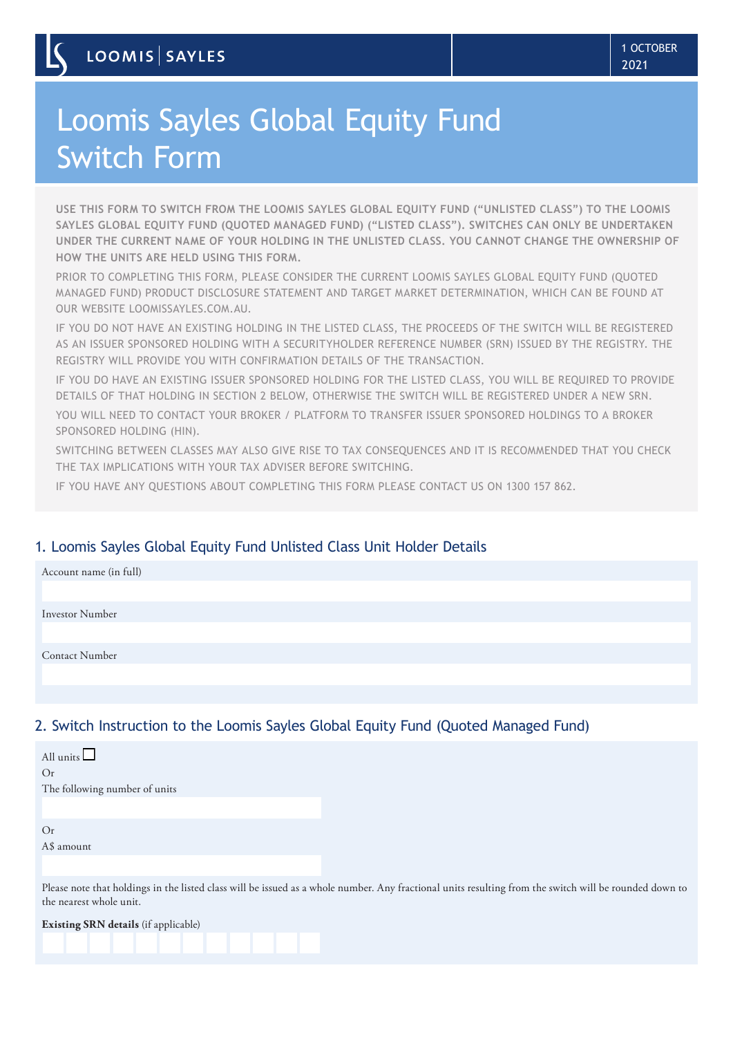LOOMIS | SAYLES

1 OCTOBER 2021

# Loomis Sayles Global Equity Fund Switch Form

**USE THIS FORM TO SWITCH FROM THE LOOMIS SAYLES GLOBAL EQUITY FUND ("UNLISTED CLASS") TO THE LOOMIS SAYLES GLOBAL EQUITY FUND (QUOTED MANAGED FUND) ("LISTED CLASS"). SWITCHES CAN ONLY BE UNDERTAKEN UNDER THE CURRENT NAME OF YOUR HOLDING IN THE UNLISTED CLASS. YOU CANNOT CHANGE THE OWNERSHIP OF HOW THE UNITS ARE HELD USING THIS FORM.**

PRIOR TO COMPLETING THIS FORM, PLEASE CONSIDER THE CURRENT LOOMIS SAYLES GLOBAL EQUITY FUND (QUOTED MANAGED FUND) PRODUCT DISCLOSURE STATEMENT AND TARGET MARKET DETERMINATION, WHICH CAN BE FOUND AT OUR WEBSITE LOOMISSAYLES.COM.AU.

IF YOU DO NOT HAVE AN EXISTING HOLDING IN THE LISTED CLASS, THE PROCEEDS OF THE SWITCH WILL BE REGISTERED AS AN ISSUER SPONSORED HOLDING WITH A SECURITYHOLDER REFERENCE NUMBER (SRN) ISSUED BY THE REGISTRY. THE REGISTRY WILL PROVIDE YOU WITH CONFIRMATION DETAILS OF THE TRANSACTION.

IF YOU DO HAVE AN EXISTING ISSUER SPONSORED HOLDING FOR THE LISTED CLASS, YOU WILL BE REQUIRED TO PROVIDE DETAILS OF THAT HOLDING IN SECTION 2 BELOW, OTHERWISE THE SWITCH WILL BE REGISTERED UNDER A NEW SRN.

YOU WILL NEED TO CONTACT YOUR BROKER / PLATFORM TO TRANSFER ISSUER SPONSORED HOLDINGS TO A BROKER SPONSORED HOLDING (HIN).

SWITCHING BETWEEN CLASSES MAY ALSO GIVE RISE TO TAX CONSEQUENCES AND IT IS RECOMMENDED THAT YOU CHECK THE TAX IMPLICATIONS WITH YOUR TAX ADVISER BEFORE SWITCHING.

IF YOU HAVE ANY QUESTIONS ABOUT COMPLETING THIS FORM PLEASE CONTACT US ON 1300 157 862.

## 1. Loomis Sayles Global Equity Fund Unlisted Class Unit Holder Details

Account name (in full)

Investor Number

Contact Number

## 2. Switch Instruction to the Loomis Sayles Global Equity Fund (Quoted Managed Fund)

All units ☐

Or

The following number of units

Or

A$ amount

Please note that holdings in the listed class will be issued as a whole number. Any fractional units resulting from the switch will be rounded down to the nearest whole unit.

**Existing SRN details** (if applicable)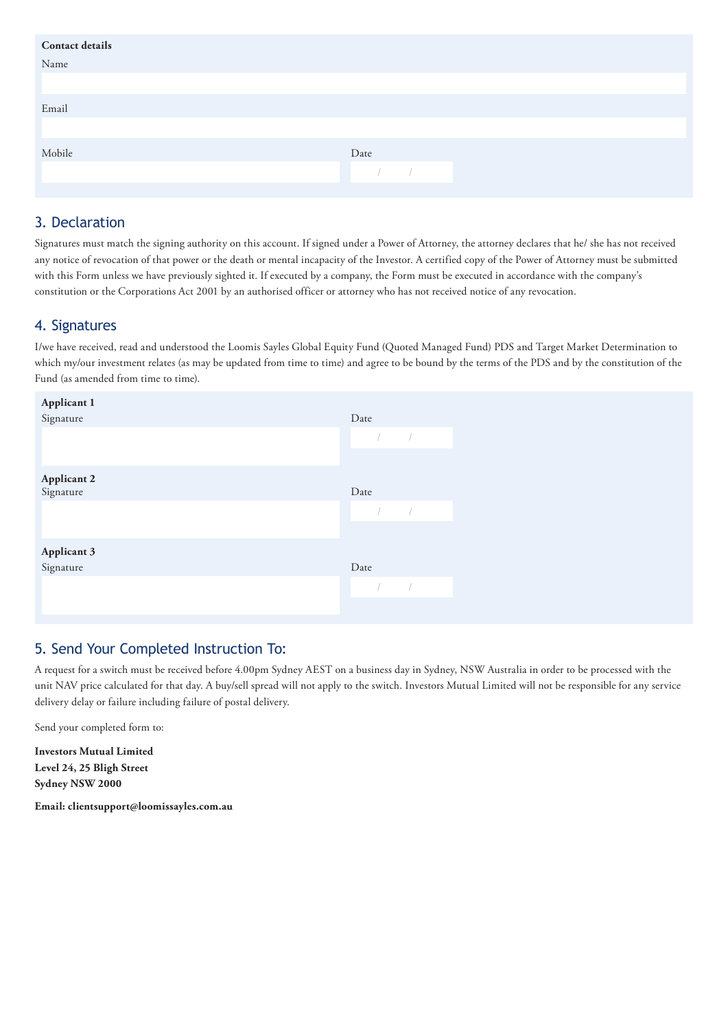**Contact details**

Name

Email

Mobile

Date

/ /

## 3. Declaration

Signatures must match the signing authority on this account. If signed under a Power of Attorney, the attorney declares that he/ she has not received any notice of revocation of that power or the death or mental incapacity of the Investor. A certified copy of the Power of Attorney must be submitted with this Form unless we have previously sighted it. If executed by a company, the Form must be executed in accordance with the company's constitution or the Corporations Act 2001 by an authorised officer or attorney who has not received notice of any revocation.

## 4. Signatures

I/we have received, read and understood the Loomis Sayles Global Equity Fund (Quoted Managed Fund) PDS and Target Market Determination to which my/our investment relates (as may be updated from time to time) and agree to be bound by the terms of the PDS and by the constitution of the Fund (as amended from time to time).

**Applicant 1**

Signature

Date

/ /

**Applicant 2**

Signature

Date

/ /

**Applicant 3**

Signature

Date

/ /

## 5. Send Your Completed Instruction To:

A request for a switch must be received before 4.00pm Sydney AEST on a business day in Sydney, NSW Australia in order to be processed with the unit NAV price calculated for that day. A buy/sell spread will not apply to the switch. Investors Mutual Limited will not be responsible for any service delivery delay or failure including failure of postal delivery.

Send your completed form to:

**Investors Mutual Limited**
**Level 24, 25 Bligh Street**
**Sydney NSW 2000**

**Email: clientsupport@loomissayles.com.au**